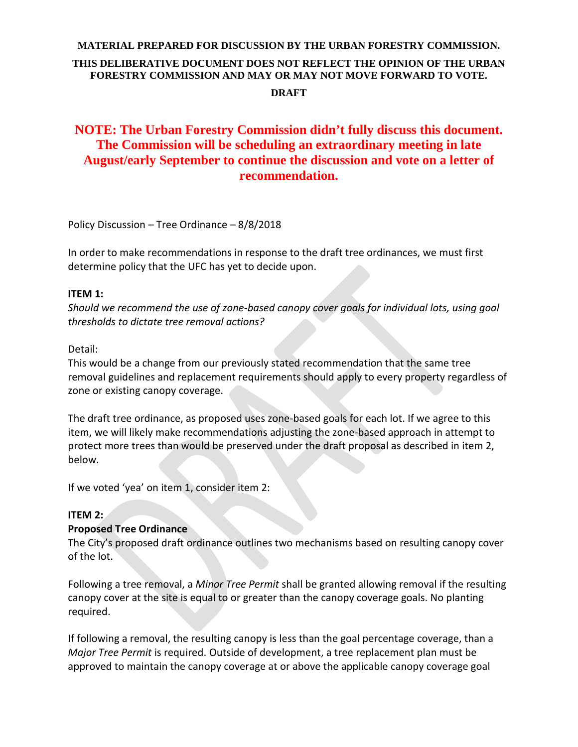**MATERIAL PREPARED FOR DISCUSSION BY THE URBAN FORESTRY COMMISSION.**

**THIS DELIBERATIVE DOCUMENT DOES NOT REFLECT THE OPINION OF THE URBAN FORESTRY COMMISSION AND MAY OR MAY NOT MOVE FORWARD TO VOTE.**

**DRAFT**

**NOTE: The Urban Forestry Commission didn't fully discuss this document. The Commission will be scheduling an extraordinary meeting in late August/early September to continue the discussion and vote on a letter of recommendation.**

Policy Discussion – Tree Ordinance – 8/8/2018

In order to make recommendations in response to the draft tree ordinances, we must first determine policy that the UFC has yet to decide upon.

**ITEM 1:**

*Should we recommend the use of zone-based canopy cover goals for individual lots, using goal thresholds to dictate tree removal actions?*

Detail:

This would be a change from our previously stated recommendation that the same tree removal guidelines and replacement requirements should apply to every property regardless of zone or existing canopy coverage.

The draft tree ordinance, as proposed uses zone-based goals for each lot. If we agree to this item, we will likely make recommendations adjusting the zone-based approach in attempt to protect more trees than would be preserved under the draft proposal as described in item 2, below.

If we voted 'yea' on item 1, consider item 2:

**ITEM 2:**

**Proposed Tree Ordinance**

The City's proposed draft ordinance outlines two mechanisms based on resulting canopy cover of the lot.

Following a tree removal, a *Minor Tree Permit* shall be granted allowing removal if the resulting canopy cover at the site is equal to or greater than the canopy coverage goals. No planting required.

If following a removal, the resulting canopy is less than the goal percentage coverage, than a *Major Tree Permit* is required. Outside of development, a tree replacement plan must be approved to maintain the canopy coverage at or above the applicable canopy coverage goal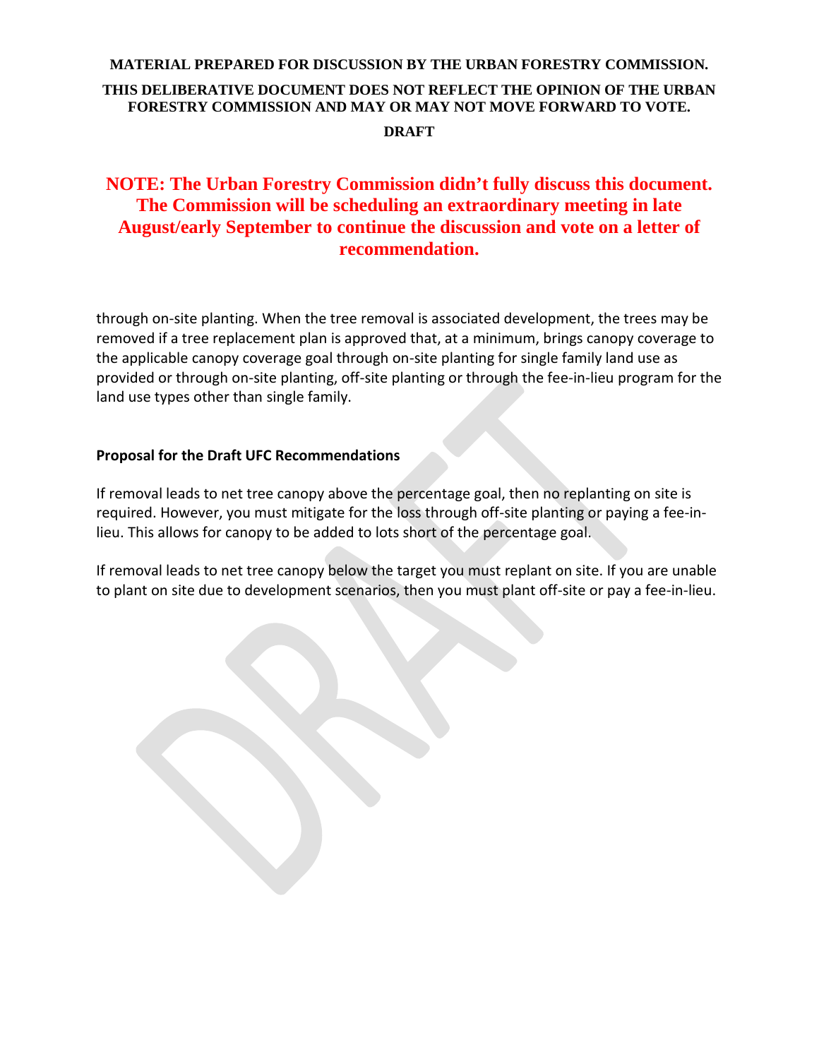**MATERIAL PREPARED FOR DISCUSSION BY THE URBAN FORESTRY COMMISSION.**

**THIS DELIBERATIVE DOCUMENT DOES NOT REFLECT THE OPINION OF THE URBAN FORESTRY COMMISSION AND MAY OR MAY NOT MOVE FORWARD TO VOTE.**

**DRAFT**

**NOTE: The Urban Forestry Commission didn't fully discuss this document. The Commission will be scheduling an extraordinary meeting in late August/early September to continue the discussion and vote on a letter of recommendation.**

through on-site planting. When the tree removal is associated development, the trees may be removed if a tree replacement plan is approved that, at a minimum, brings canopy coverage to the applicable canopy coverage goal through on-site planting for single family land use as provided or through on-site planting, off-site planting or through the fee-in-lieu program for the land use types other than single family.

**Proposal for the Draft UFC Recommendations**

If removal leads to net tree canopy above the percentage goal, then no replanting on site is required. However, you must mitigate for the loss through off-site planting or paying a fee-in-lieu. This allows for canopy to be added to lots short of the percentage goal.

If removal leads to net tree canopy below the target you must replant on site. If you are unable to plant on site due to development scenarios, then you must plant off-site or pay a fee-in-lieu.